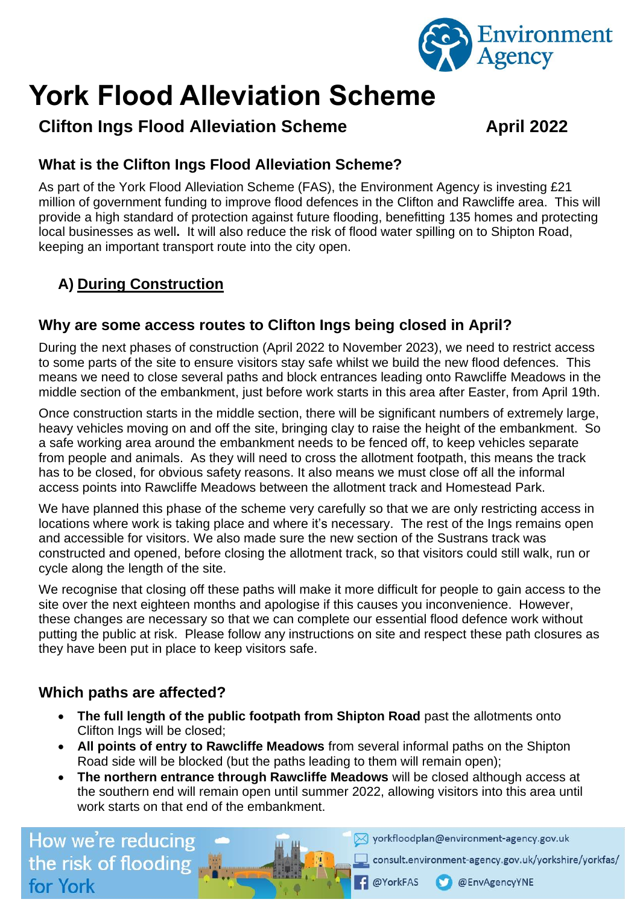# York Flood Alleviation Scheme

## Clifton Ings Flood Alleviation Scheme

**April 2022**

### What is the Clifton Ings Flood Alleviation Scheme?

As part of the York Flood Alleviation Scheme (FAS), the Environment Agency is investing £21 million of government funding to improve flood defences in the Clifton and Rawcliffe area. This will provide a high standard of protection against future flooding, benefitting 135 homes and protecting local businesses as well**.** It will also reduce the risk of flood water spilling on to Shipton Road, keeping an important transport route into the city open.

## A) During Construction

### Why are some access routes to Clifton Ings being closed in April?

During the next phases of construction (April 2022 to November 2023), we need to restrict access to some parts of the site to ensure visitors stay safe whilst we build the new flood defences. This means we need to close several paths and block entrances leading onto Rawcliffe Meadows in the middle section of the embankment, just before work starts in this area after Easter, from April 19th.

Once construction starts in the middle section, there will be significant numbers of extremely large, heavy vehicles moving on and off the site, bringing clay to raise the height of the embankment. So a safe working area around the embankment needs to be fenced off, to keep vehicles separate from people and animals. As they will need to cross the allotment footpath, this means the track has to be closed, for obvious safety reasons. It also means we must close off all the informal access points into Rawcliffe Meadows between the allotment track and Homestead Park.

We have planned this phase of the scheme very carefully so that we are only restricting access in locations where work is taking place and where it's necessary. The rest of the Ings remains open and accessible for visitors. We also made sure the new section of the Sustrans track was constructed and opened, before closing the allotment track, so that visitors could still walk, run or cycle along the length of the site.

We recognise that closing off these paths will make it more difficult for people to gain access to the site over the next eighteen months and apologise if this causes you inconvenience. However, these changes are necessary so that we can complete our essential flood defence work without putting the public at risk. Please follow any instructions on site and respect these path closures as they have been put in place to keep visitors safe.

### Which paths are affected?

- **The full length of the public footpath from Shipton Road** past the allotments onto Clifton Ings will be closed;
- **All points of entry to Rawcliffe Meadows** from several informal paths on the Shipton Road side will be blocked (but the paths leading to them will remain open);
- **The northern entrance through Rawcliffe Meadows** will be closed although access at the southern end will remain open until summer 2022, allowing visitors into this area until work starts on that end of the embankment.

How we're reducing the risk of flooding for York

yorkfloodplan@environment-agency.gov.uk
consult.environment-agency.gov.uk/yorkshire/yorkfas/
@YorkFAS @EnvAgencyYNE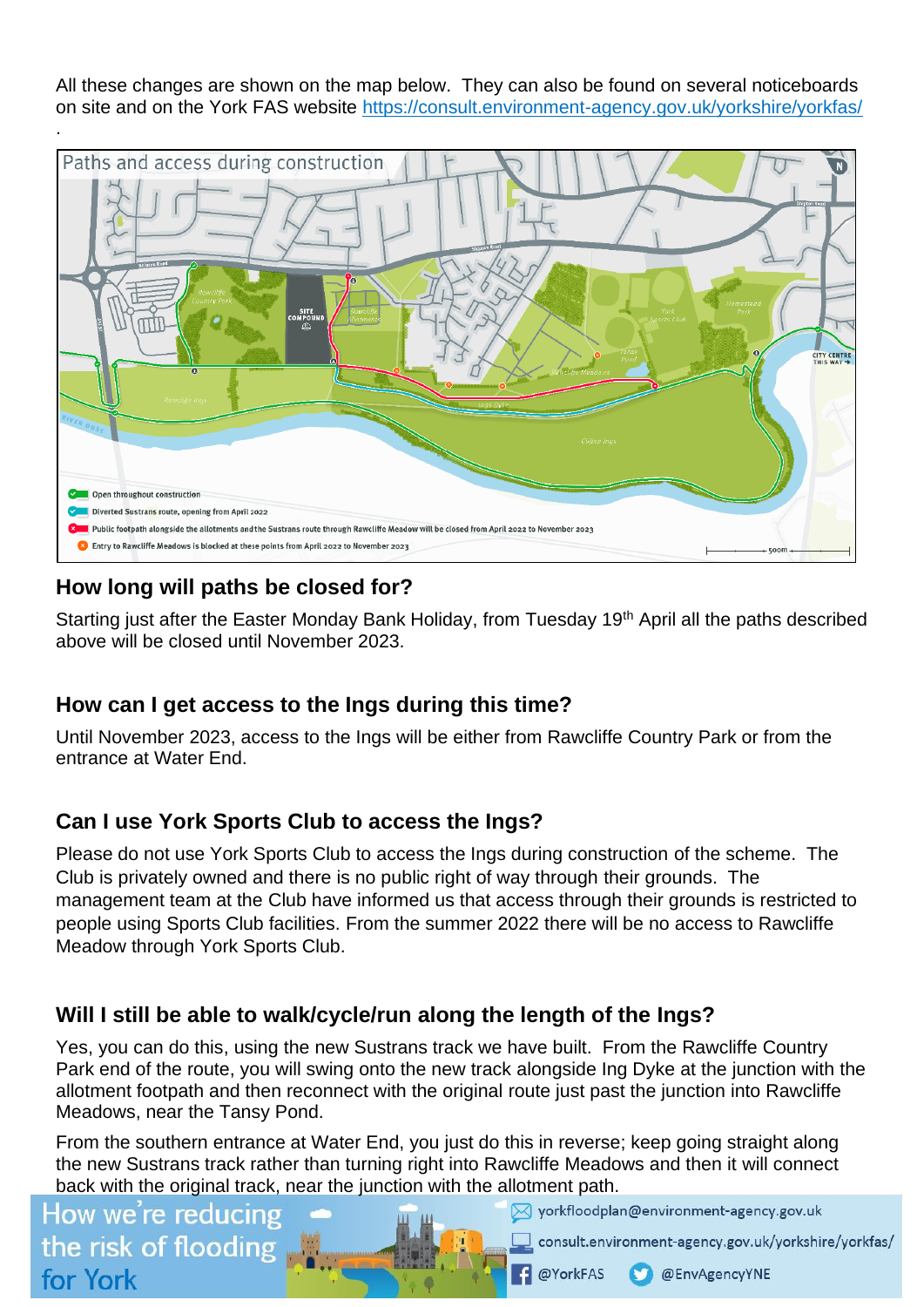All these changes are shown on the map below. They can also be found on several noticeboards on site and on the York FAS website https://consult.environment-agency.gov.uk/yorkshire/yorkfas/

.

Paths and access during construction

- Open throughout construction
- Diverted Sustrans route, opening from April 2022
- Public footpath alongside the allotments and the Sustrans route through Rawcliffe Meadow will be closed from April 2022 to November 2023
- Entry to Rawcliffe Meadows is blocked at these points from April 2022 to November 2023

## How long will paths be closed for?

Starting just after the Easter Monday Bank Holiday, from Tuesday 19th April all the paths described above will be closed until November 2023.

## How can I get access to the Ings during this time?

Until November 2023, access to the Ings will be either from Rawcliffe Country Park or from the entrance at Water End.

## Can I use York Sports Club to access the Ings?

Please do not use York Sports Club to access the Ings during construction of the scheme. The Club is privately owned and there is no public right of way through their grounds. The management team at the Club have informed us that access through their grounds is restricted to people using Sports Club facilities. From the summer 2022 there will be no access to Rawcliffe Meadow through York Sports Club.

## Will I still be able to walk/cycle/run along the length of the Ings?

Yes, you can do this, using the new Sustrans track we have built. From the Rawcliffe Country Park end of the route, you will swing onto the new track alongside Ing Dyke at the junction with the allotment footpath and then reconnect with the original route just past the junction into Rawcliffe Meadows, near the Tansy Pond.

From the southern entrance at Water End, you just do this in reverse; keep going straight along the new Sustrans track rather than turning right into Rawcliffe Meadows and then it will connect back with the original track, near the junction with the allotment path.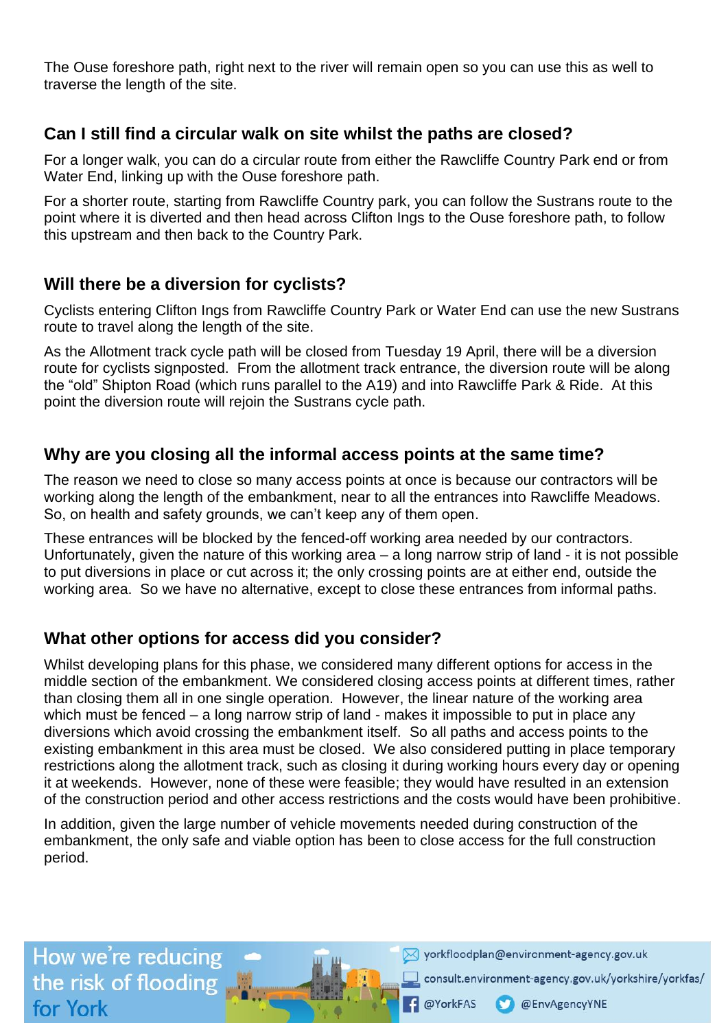The Ouse foreshore path, right next to the river will remain open so you can use this as well to traverse the length of the site.

## Can I still find a circular walk on site whilst the paths are closed?

For a longer walk, you can do a circular route from either the Rawcliffe Country Park end or from Water End, linking up with the Ouse foreshore path.

For a shorter route, starting from Rawcliffe Country park, you can follow the Sustrans route to the point where it is diverted and then head across Clifton Ings to the Ouse foreshore path, to follow this upstream and then back to the Country Park.

## Will there be a diversion for cyclists?

Cyclists entering Clifton Ings from Rawcliffe Country Park or Water End can use the new Sustrans route to travel along the length of the site.

As the Allotment track cycle path will be closed from Tuesday 19 April, there will be a diversion route for cyclists signposted. From the allotment track entrance, the diversion route will be along the "old" Shipton Road (which runs parallel to the A19) and into Rawcliffe Park & Ride. At this point the diversion route will rejoin the Sustrans cycle path.

## Why are you closing all the informal access points at the same time?

The reason we need to close so many access points at once is because our contractors will be working along the length of the embankment, near to all the entrances into Rawcliffe Meadows. So, on health and safety grounds, we can't keep any of them open.

These entrances will be blocked by the fenced-off working area needed by our contractors. Unfortunately, given the nature of this working area – a long narrow strip of land - it is not possible to put diversions in place or cut across it; the only crossing points are at either end, outside the working area. So we have no alternative, except to close these entrances from informal paths.

## What other options for access did you consider?

Whilst developing plans for this phase, we considered many different options for access in the middle section of the embankment. We considered closing access points at different times, rather than closing them all in one single operation. However, the linear nature of the working area which must be fenced – a long narrow strip of land - makes it impossible to put in place any diversions which avoid crossing the embankment itself. So all paths and access points to the existing embankment in this area must be closed. We also considered putting in place temporary restrictions along the allotment track, such as closing it during working hours every day or opening it at weekends. However, none of these were feasible; they would have resulted in an extension of the construction period and other access restrictions and the costs would have been prohibitive.

In addition, given the large number of vehicle movements needed during construction of the embankment, the only safe and viable option has been to close access for the full construction period.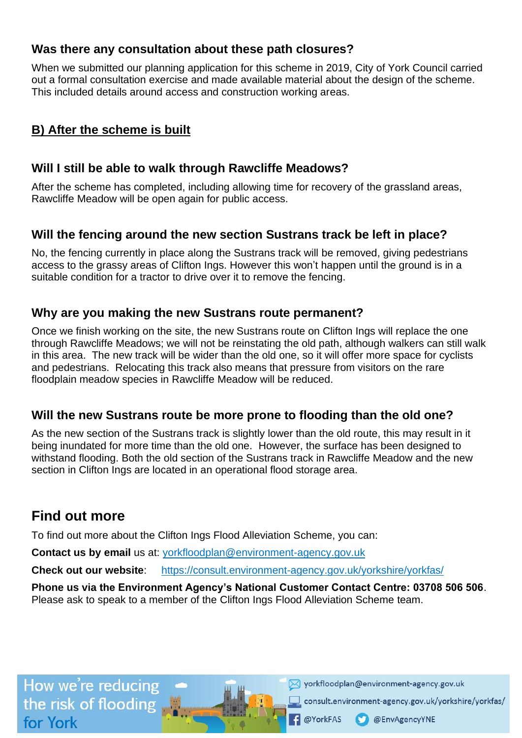### Was there any consultation about these path closures?

When we submitted our planning application for this scheme in 2019, City of York Council carried out a formal consultation exercise and made available material about the design of the scheme. This included details around access and construction working areas.

## B) After the scheme is built

### Will I still be able to walk through Rawcliffe Meadows?

After the scheme has completed, including allowing time for recovery of the grassland areas, Rawcliffe Meadow will be open again for public access.

### Will the fencing around the new section Sustrans track be left in place?

No, the fencing currently in place along the Sustrans track will be removed, giving pedestrians access to the grassy areas of Clifton Ings. However this won't happen until the ground is in a suitable condition for a tractor to drive over it to remove the fencing.

### Why are you making the new Sustrans route permanent?

Once we finish working on the site, the new Sustrans route on Clifton Ings will replace the one through Rawcliffe Meadows; we will not be reinstating the old path, although walkers can still walk in this area. The new track will be wider than the old one, so it will offer more space for cyclists and pedestrians. Relocating this track also means that pressure from visitors on the rare floodplain meadow species in Rawcliffe Meadow will be reduced.

### Will the new Sustrans route be more prone to flooding than the old one?

As the new section of the Sustrans track is slightly lower than the old route, this may result in it being inundated for more time than the old one. However, the surface has been designed to withstand flooding. Both the old section of the Sustrans track in Rawcliffe Meadow and the new section in Clifton Ings are located in an operational flood storage area.

## Find out more

To find out more about the Clifton Ings Flood Alleviation Scheme, you can:

**Contact us by email** us at: yorkfloodplan@environment-agency.gov.uk

**Check out our website**: https://consult.environment-agency.gov.uk/yorkshire/yorkfas/

**Phone us via the Environment Agency's National Customer Contact Centre: 03708 506 506**. Please ask to speak to a member of the Clifton Ings Flood Alleviation Scheme team.

How we're reducing the risk of flooding for York

yorkfloodplan@environment-agency.gov.uk

consult.environment-agency.gov.uk/yorkshire/yorkfas/

@YorkFAS @EnvAgencyYNE